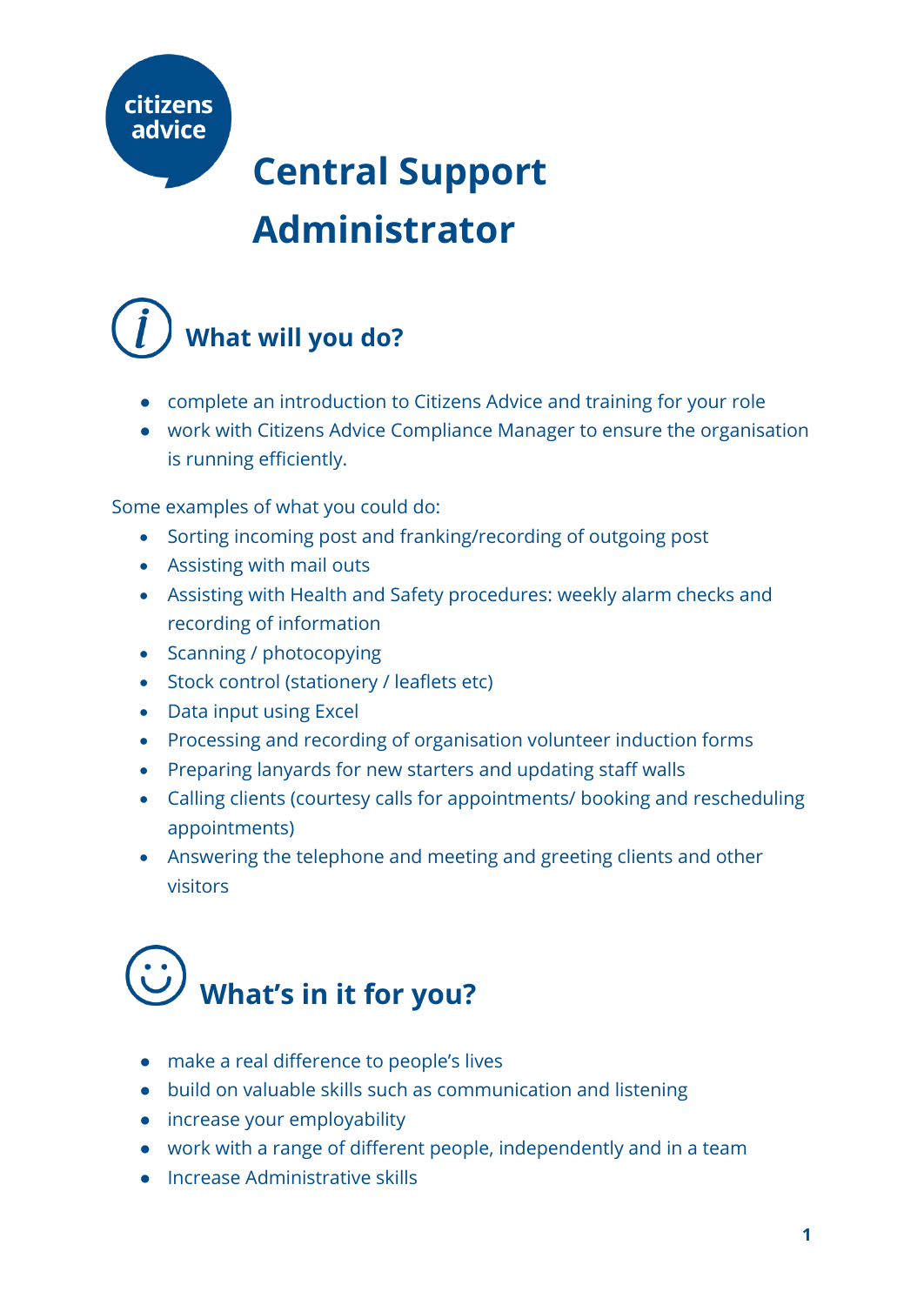citizens advice

# Central Support Administrator

## What will you do?

- complete an introduction to Citizens Advice and training for your role
- work with Citizens Advice Compliance Manager to ensure the organisation is running efficiently.

Some examples of what you could do:

- Sorting incoming post and franking/recording of outgoing post
- Assisting with mail outs
- Assisting with Health and Safety procedures: weekly alarm checks and recording of information
- Scanning / photocopying
- Stock control (stationery / leaflets etc)
- Data input using Excel
- Processing and recording of organisation volunteer induction forms
- Preparing lanyards for new starters and updating staff walls
- Calling clients (courtesy calls for appointments/ booking and rescheduling appointments)
- Answering the telephone and meeting and greeting clients and other visitors

## What's in it for you?

- make a real difference to people's lives
- build on valuable skills such as communication and listening
- increase your employability
- work with a range of different people, independently and in a team
- Increase Administrative skills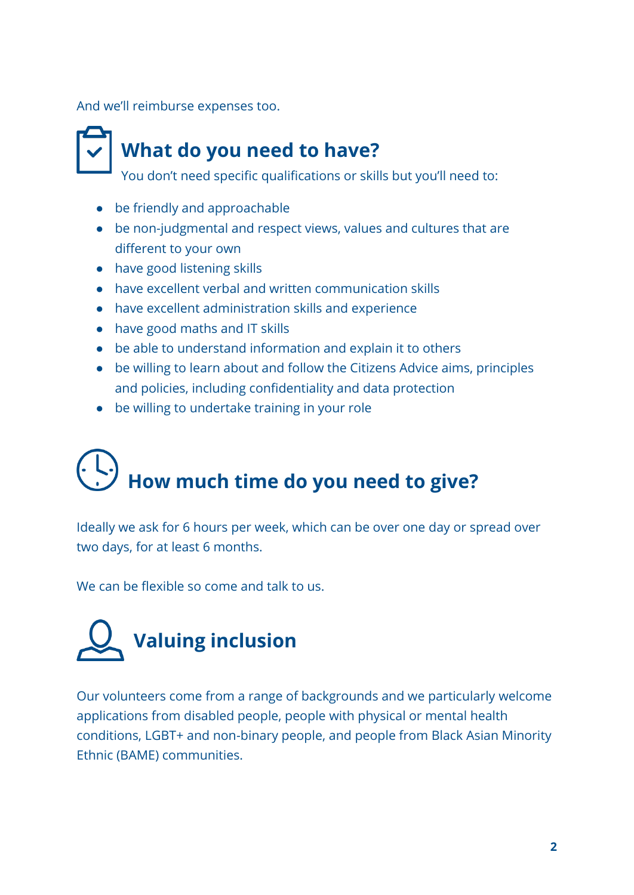And we'll reimburse expenses too.

## What do you need to have?

You don't need specific qualifications or skills but you'll need to:

- be friendly and approachable
- be non-judgmental and respect views, values and cultures that are different to your own
- have good listening skills
- have excellent verbal and written communication skills
- have excellent administration skills and experience
- have good maths and IT skills
- be able to understand information and explain it to others
- be willing to learn about and follow the Citizens Advice aims, principles and policies, including confidentiality and data protection
- be willing to undertake training in your role

## How much time do you need to give?

Ideally we ask for 6 hours per week, which can be over one day or spread over two days, for at least 6 months.

We can be flexible so come and talk to us.

## Valuing inclusion

Our volunteers come from a range of backgrounds and we particularly welcome applications from disabled people, people with physical or mental health conditions, LGBT+ and non-binary people, and people from Black Asian Minority Ethnic (BAME) communities.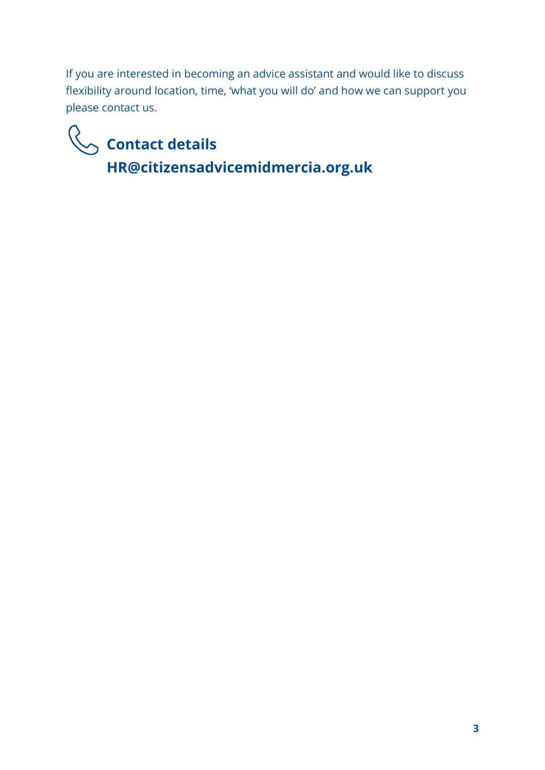If you are interested in becoming an advice assistant and would like to discuss flexibility around location, time, 'what you will do' and how we can support you please contact us.

## Contact details

**HR@citizensadvicemidmercia.org.uk**